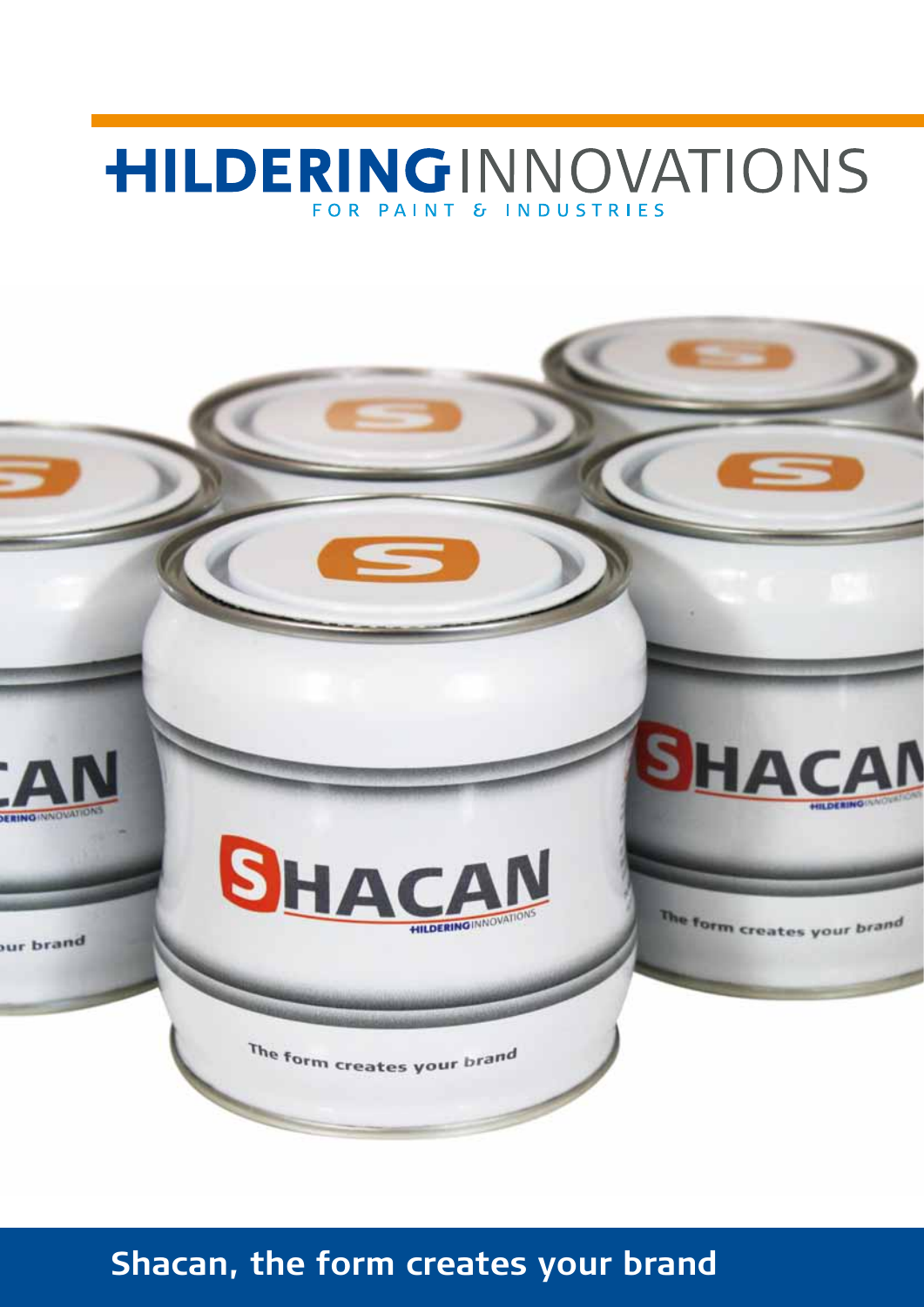# HILDERINGINNOVATIONS

FOR PAINT & INDUSTRIES

## Shacan, the form creates your brand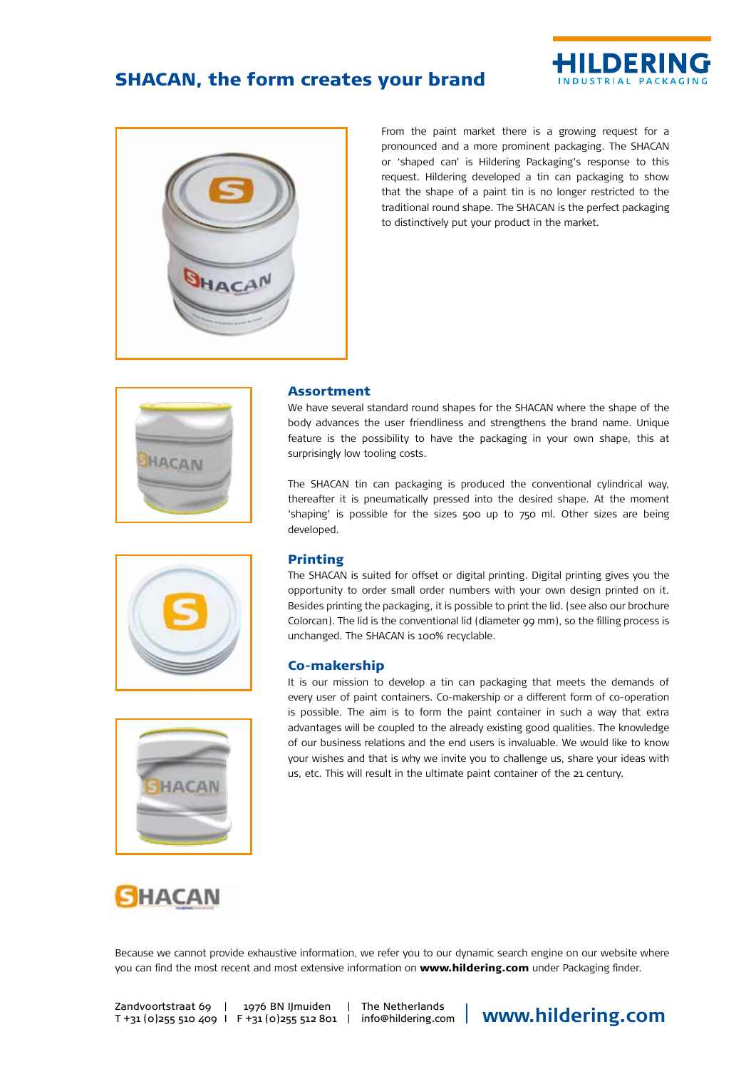# SHACAN, the form creates your brand

From the paint market there is a growing request for a pronounced and a more prominent packaging. The SHACAN or 'shaped can' is Hildering Packaging's response to this request. Hildering developed a tin can packaging to show that the shape of a paint tin is no longer restricted to the traditional round shape. The SHACAN is the perfect packaging to distinctively put your product in the market.

## Assortment

We have several standard round shapes for the SHACAN where the shape of the body advances the user friendliness and strengthens the brand name. Unique feature is the possibility to have the packaging in your own shape, this at surprisingly low tooling costs.

The SHACAN tin can packaging is produced the conventional cylindrical way, thereafter it is pneumatically pressed into the desired shape. At the moment 'shaping' is possible for the sizes 500 up to 750 ml. Other sizes are being developed.

## Printing

The SHACAN is suited for offset or digital printing. Digital printing gives you the opportunity to order small order numbers with your own design printed on it. Besides printing the packaging, it is possible to print the lid. (see also our brochure Colorcan). The lid is the conventional lid (diameter 99 mm), so the filling process is unchanged. The SHACAN is 100% recyclable.

## Co-makership

It is our mission to develop a tin can packaging that meets the demands of every user of paint containers. Co-makership or a different form of co-operation is possible. The aim is to form the paint container in such a way that extra advantages will be coupled to the already existing good qualities. The knowledge of our business relations and the end users is invaluable. We would like to know your wishes and that is why we invite you to challenge us, share your ideas with us, etc. This will result in the ultimate paint container of the 21 century.

Because we cannot provide exhaustive information, we refer you to our dynamic search engine on our website where you can find the most recent and most extensive information on **www.hildering.com** under Packaging finder.

Zandvoortstraat 69 | 1976 BN IJmuiden | The Netherlands
T +31 (0)255 510 409 | F +31 (0)255 512 801 | info@hildering.com | **www.hildering.com**